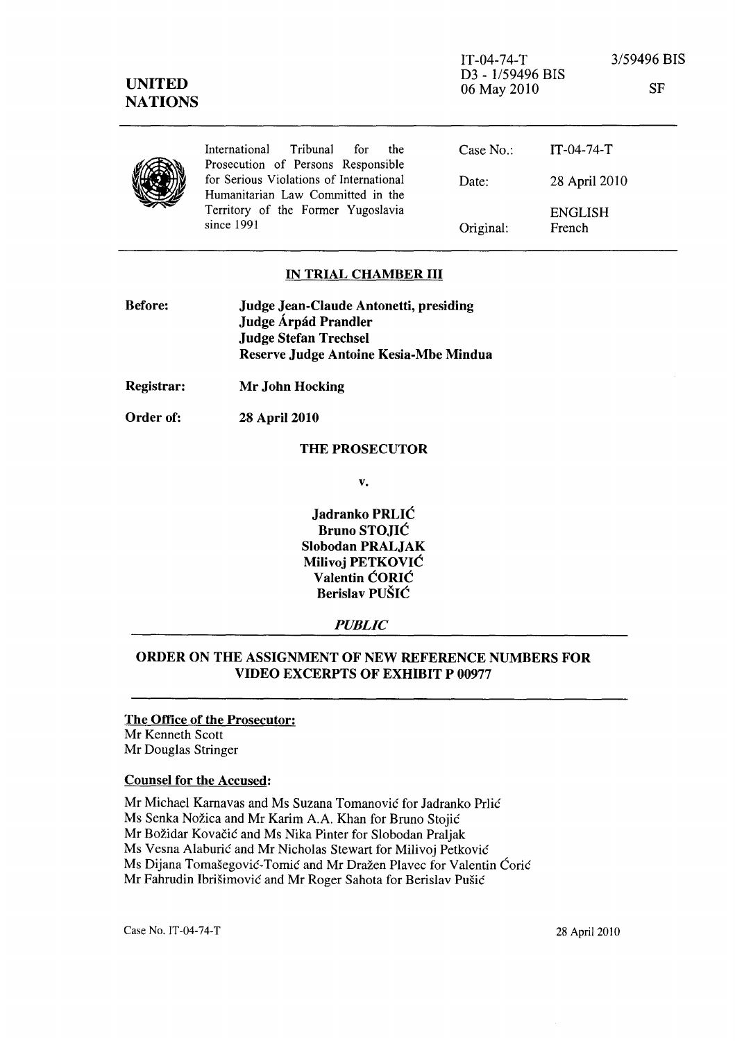IT-04-74-T
D3 - 1/59496 BIS
06 May 2010

3/59496 BIS

SF

**UNITED NATIONS**

International Tribunal for the Prosecution of Persons Responsible for Serious Violations of International Humanitarian Law Committed in the Territory of the Former Yugoslavia since 1991

| | |
|---|---|
| Case No.: | IT-04-74-T |
| Date: | 28 April 2010 |
| | ENGLISH |
| Original: | French |

**IN TRIAL CHAMBER III**

**Before:** **Judge Jean-Claude Antonetti, presiding**
**Judge Árpád Prandler**
**Judge Stefan Trechsel**
**Reserve Judge Antoine Kesia-Mbe Mindua**

**Registrar:** **Mr John Hocking**

**Order of:** **28 April 2010**

**THE PROSECUTOR**

**v.**

**Jadranko PRLIĆ**
**Bruno STOJIĆ**
**Slobodan PRALJAK**
**Milivoj PETKOVIĆ**
**Valentin ĆORIĆ**
**Berislav PUŠIĆ**

***PUBLIC***

## ORDER ON THE ASSIGNMENT OF NEW REFERENCE NUMBERS FOR VIDEO EXCERPTS OF EXHIBIT P 00977

**The Office of the Prosecutor:**
Mr Kenneth Scott
Mr Douglas Stringer

**Counsel for the Accused:**

Mr Michael Karnavas and Ms Suzana Tomanović for Jadranko Prlić
Ms Senka Nožica and Mr Karim A.A. Khan for Bruno Stojić
Mr Božidar Kovačić and Ms Nika Pinter for Slobodan Praljak
Ms Vesna Alaburić and Mr Nicholas Stewart for Milivoj Petković
Ms Dijana Tomašegović-Tomić and Mr Dražen Plavec for Valentin Ćorić
Mr Fahrudin Ibrišimović and Mr Roger Sahota for Berislav Pušić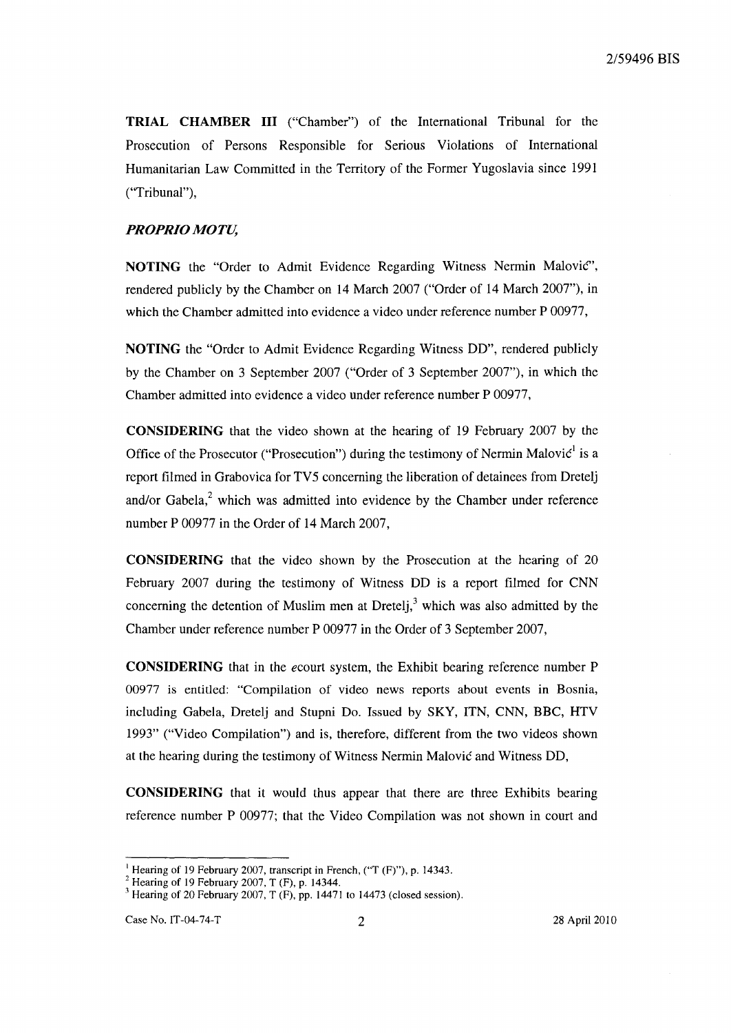**TRIAL CHAMBER III** ("Chamber") of the International Tribunal for the Prosecution of Persons Responsible for Serious Violations of International Humanitarian Law Committed in the Territory of the Former Yugoslavia since 1991 ("Tribunal"),

***PROPRIO MOTU,***

**NOTING** the "Order to Admit Evidence Regarding Witness Nermin Malović", rendered publicly by the Chamber on 14 March 2007 ("Order of 14 March 2007"), in which the Chamber admitted into evidence a video under reference number P 00977,

**NOTING** the "Order to Admit Evidence Regarding Witness DD", rendered publicly by the Chamber on 3 September 2007 ("Order of 3 September 2007"), in which the Chamber admitted into evidence a video under reference number P 00977,

**CONSIDERING** that the video shown at the hearing of 19 February 2007 by the Office of the Prosecutor ("Prosecution") during the testimony of Nermin Malović[1] is a report filmed in Grabovica for TV5 concerning the liberation of detainees from Dretelj and/or Gabela,[2] which was admitted into evidence by the Chamber under reference number P 00977 in the Order of 14 March 2007,

**CONSIDERING** that the video shown by the Prosecution at the hearing of 20 February 2007 during the testimony of Witness DD is a report filmed for CNN concerning the detention of Muslim men at Dretelj,[3] which was also admitted by the Chamber under reference number P 00977 in the Order of 3 September 2007,

**CONSIDERING** that in the *e*court system, the Exhibit bearing reference number P 00977 is entitled: "Compilation of video news reports about events in Bosnia, including Gabela, Dretelj and Stupni Do. Issued by SKY, ITN, CNN, BBC, HTV 1993" ("Video Compilation") and is, therefore, different from the two videos shown at the hearing during the testimony of Witness Nermin Malović and Witness DD,

**CONSIDERING** that it would thus appear that there are three Exhibits bearing reference number P 00977; that the Video Compilation was not shown in court and

---

[1] Hearing of 19 February 2007, transcript in French, ("T (F)"), p. 14343.

[2] Hearing of 19 February 2007, T (F), p. 14344.

[3] Hearing of 20 February 2007, T (F), pp. 14471 to 14473 (closed session).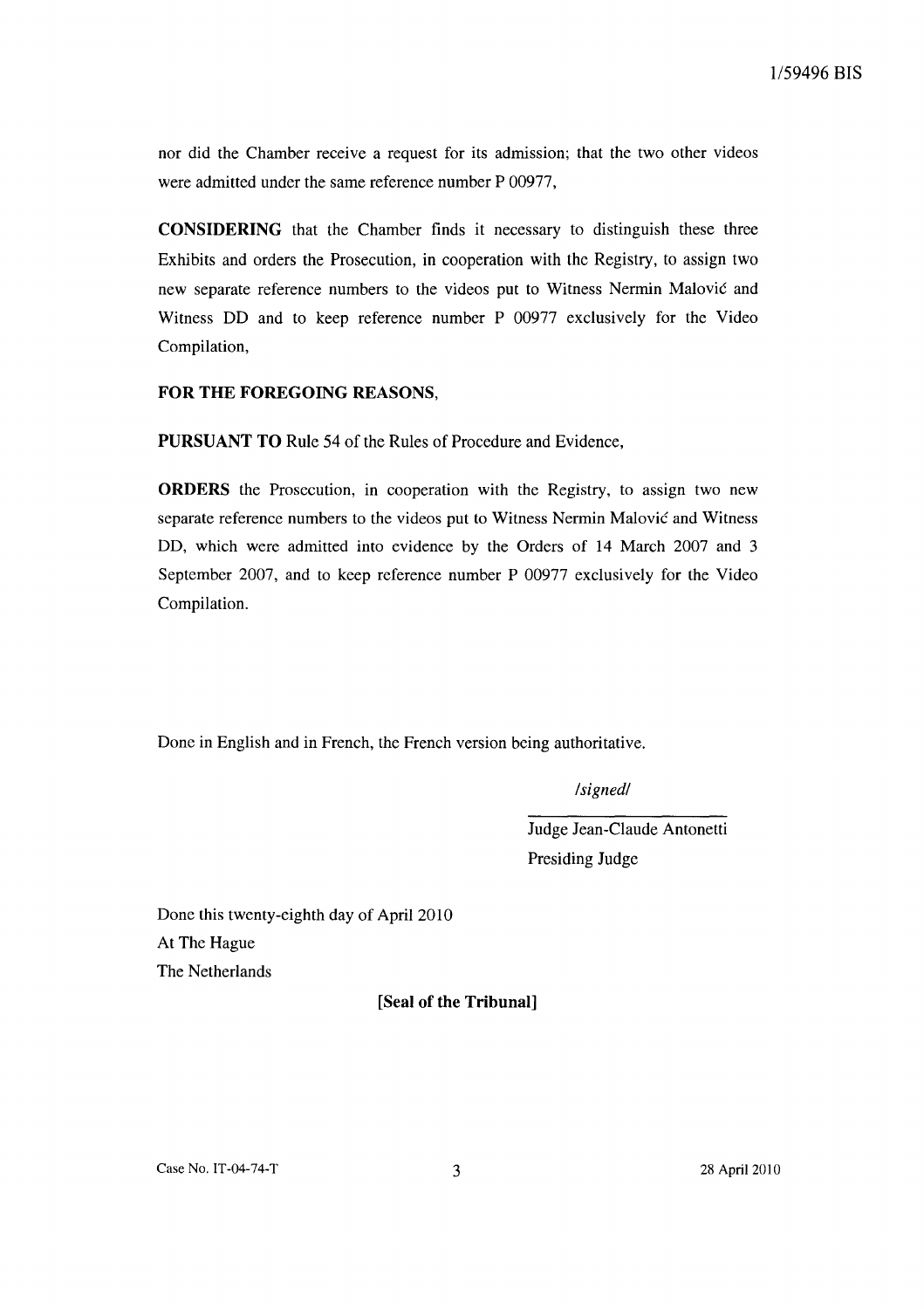nor did the Chamber receive a request for its admission; that the two other videos were admitted under the same reference number P 00977,

**CONSIDERING** that the Chamber finds it necessary to distinguish these three Exhibits and orders the Prosecution, in cooperation with the Registry, to assign two new separate reference numbers to the videos put to Witness Nermin Malović and Witness DD and to keep reference number P 00977 exclusively for the Video Compilation,

**FOR THE FOREGOING REASONS,**

**PURSUANT TO** Rule 54 of the Rules of Procedure and Evidence,

**ORDERS** the Prosecution, in cooperation with the Registry, to assign two new separate reference numbers to the videos put to Witness Nermin Malović and Witness DD, which were admitted into evidence by the Orders of 14 March 2007 and 3 September 2007, and to keep reference number P 00977 exclusively for the Video Compilation.

Done in English and in French, the French version being authoritative.

*/signed/*

Judge Jean-Claude Antonetti
Presiding Judge

Done this twenty-eighth day of April 2010
At The Hague
The Netherlands

**[Seal of the Tribunal]**